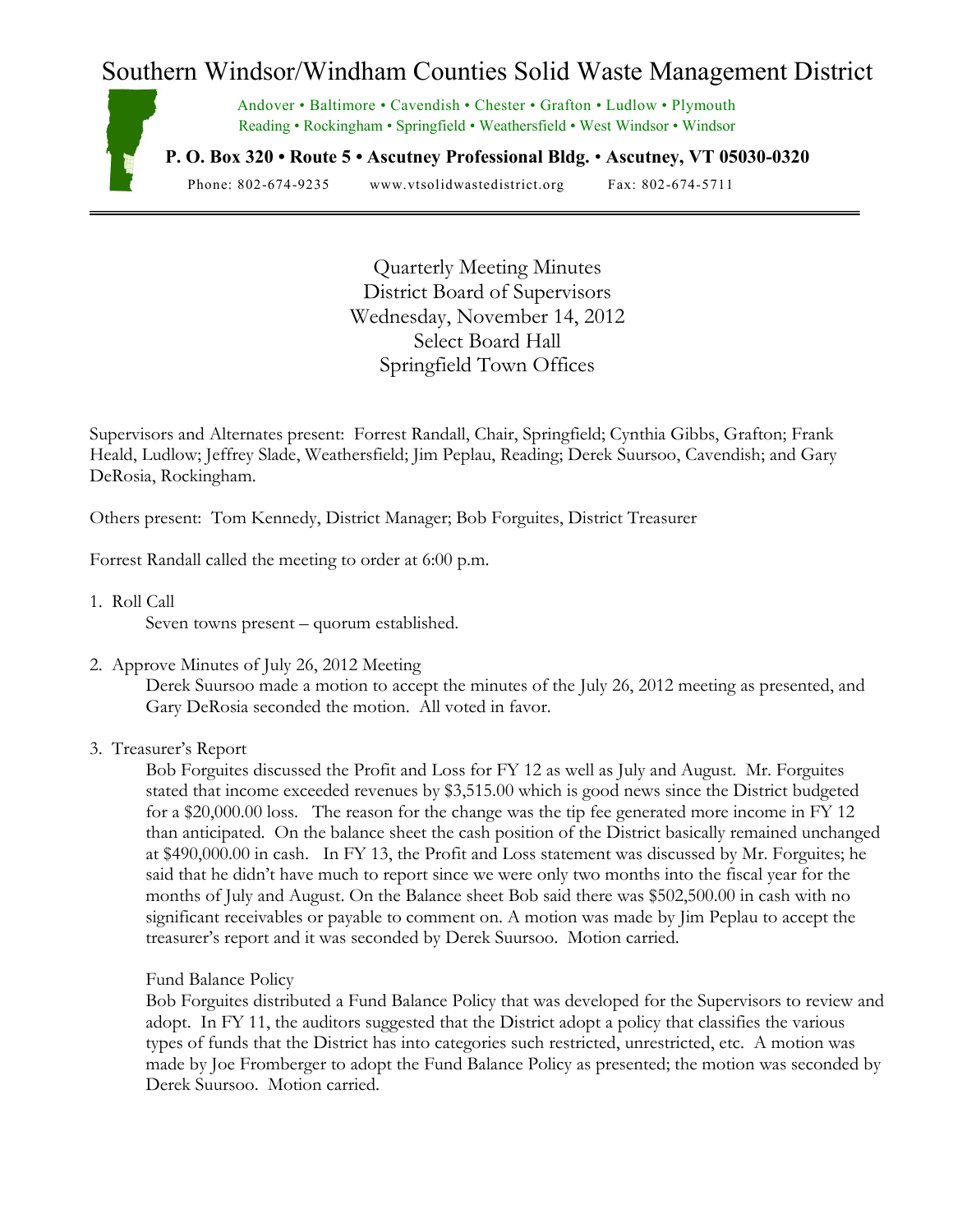# Southern Windsor/Windham Counties Solid Waste Management District

Andover • Baltimore • Cavendish • Chester • Grafton • Ludlow • Plymouth
Reading • Rockingham • Springfield • Weathersfield • West Windsor • Windsor

**P. O. Box 320 • Route 5 • Ascutney Professional Bldg. • Ascutney, VT 05030-0320**

Phone: 802-674-9235 www.vtsolidwastedistrict.org Fax: 802-674-5711

---

Quarterly Meeting Minutes
District Board of Supervisors
Wednesday, November 14, 2012
Select Board Hall
Springfield Town Offices

Supervisors and Alternates present: Forrest Randall, Chair, Springfield; Cynthia Gibbs, Grafton; Frank Heald, Ludlow; Jeffrey Slade, Weathersfield; Jim Peplau, Reading; Derek Suursoo, Cavendish; and Gary DeRosia, Rockingham.

Others present: Tom Kennedy, District Manager; Bob Forguites, District Treasurer

Forrest Randall called the meeting to order at 6:00 p.m.

1. Roll Call

   Seven towns present – quorum established.

2. Approve Minutes of July 26, 2012 Meeting

   Derek Suursoo made a motion to accept the minutes of the July 26, 2012 meeting as presented, and Gary DeRosia seconded the motion. All voted in favor.

3. Treasurer's Report

   Bob Forguites discussed the Profit and Loss for FY 12 as well as July and August. Mr. Forguites stated that income exceeded revenues by $3,515.00 which is good news since the District budgeted for a $20,000.00 loss. The reason for the change was the tip fee generated more income in FY 12 than anticipated. On the balance sheet the cash position of the District basically remained unchanged at $490,000.00 in cash. In FY 13, the Profit and Loss statement was discussed by Mr. Forguites; he said that he didn't have much to report since we were only two months into the fiscal year for the months of July and August. On the Balance sheet Bob said there was $502,500.00 in cash with no significant receivables or payable to comment on. A motion was made by Jim Peplau to accept the treasurer's report and it was seconded by Derek Suursoo. Motion carried.

   Fund Balance Policy

   Bob Forguites distributed a Fund Balance Policy that was developed for the Supervisors to review and adopt. In FY 11, the auditors suggested that the District adopt a policy that classifies the various types of funds that the District has into categories such restricted, unrestricted, etc. A motion was made by Joe Fromberger to adopt the Fund Balance Policy as presented; the motion was seconded by Derek Suursoo. Motion carried.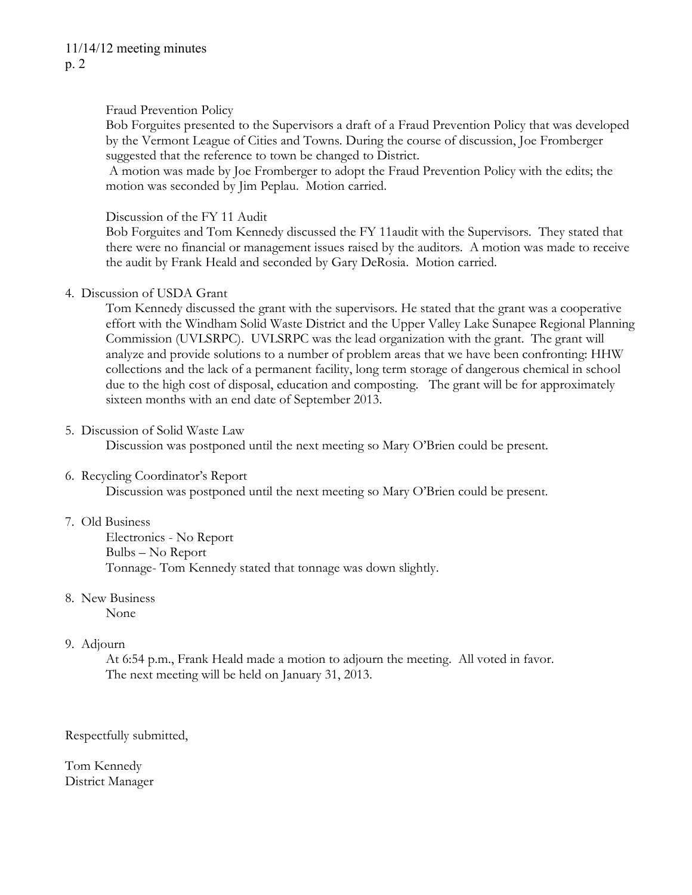Fraud Prevention Policy

Bob Forguites presented to the Supervisors a draft of a Fraud Prevention Policy that was developed by the Vermont League of Cities and Towns. During the course of discussion, Joe Fromberger suggested that the reference to town be changed to District.

A motion was made by Joe Fromberger to adopt the Fraud Prevention Policy with the edits; the motion was seconded by Jim Peplau. Motion carried.

Discussion of the FY 11 Audit

Bob Forguites and Tom Kennedy discussed the FY 11audit with the Supervisors. They stated that there were no financial or management issues raised by the auditors. A motion was made to receive the audit by Frank Heald and seconded by Gary DeRosia. Motion carried.

4. Discussion of USDA Grant

   Tom Kennedy discussed the grant with the supervisors. He stated that the grant was a cooperative effort with the Windham Solid Waste District and the Upper Valley Lake Sunapee Regional Planning Commission (UVLSRPC). UVLSRPC was the lead organization with the grant. The grant will analyze and provide solutions to a number of problem areas that we have been confronting: HHW collections and the lack of a permanent facility, long term storage of dangerous chemical in school due to the high cost of disposal, education and composting. The grant will be for approximately sixteen months with an end date of September 2013.

5. Discussion of Solid Waste Law

   Discussion was postponed until the next meeting so Mary O'Brien could be present.

6. Recycling Coordinator's Report

   Discussion was postponed until the next meeting so Mary O'Brien could be present.

7. Old Business

   Electronics - No Report
   Bulbs – No Report
   Tonnage- Tom Kennedy stated that tonnage was down slightly.

8. New Business

   None

9. Adjourn

   At 6:54 p.m., Frank Heald made a motion to adjourn the meeting. All voted in favor.
   The next meeting will be held on January 31, 2013.

Respectfully submitted,

Tom Kennedy
District Manager